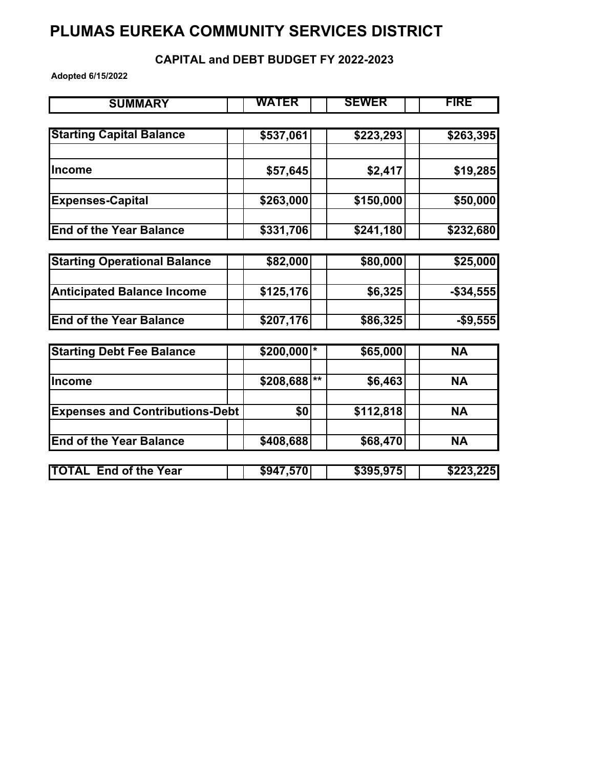# PLUMAS EUREKA COMMUNITY SERVICES DISTRICT

## CAPITAL and DEBT BUDGET FY 2022-2023

**Adopted 6/15/2022**

| SUMMARY | | WATER | | SEWER | | FIRE |
|---|---|---|---|---|---|---|
| **Starting Capital Balance** | | **$537,061** | | **$223,293** | | **$263,395** |
| **Income** | | **$57,645** | | **$2,417** | | **$19,285** |
| **Expenses-Capital** | | **$263,000** | | **$150,000** | | **$50,000** |
| **End of the Year Balance** | | **$331,706** | | **$241,180** | | **$232,680** |
| | | | | | | |
| **Starting Operational Balance** | | **$82,000** | | **$80,000** | | **$25,000** |
| **Anticipated Balance Income** | | **$125,176** | | **$6,325** | | **-$34,555** |
| **End of the Year Balance** | | **$207,176** | | **$86,325** | | **-$9,555** |
| | | | | | | |
| **Starting Debt Fee Balance** | | **$200,000** | * | **$65,000** | | **NA** |
| **Income** | | **$208,688** | ** | **$6,463** | | **NA** |
| **Expenses and Contributions-Debt** | | **$0** | | **$112,818** | | **NA** |
| **End of the Year Balance** | | **$408,688** | | **$68,470** | | **NA** |
| | | | | | | |
| **TOTAL End of the Year** | | **$947,570** | | **$395,975** | | **$223,225** |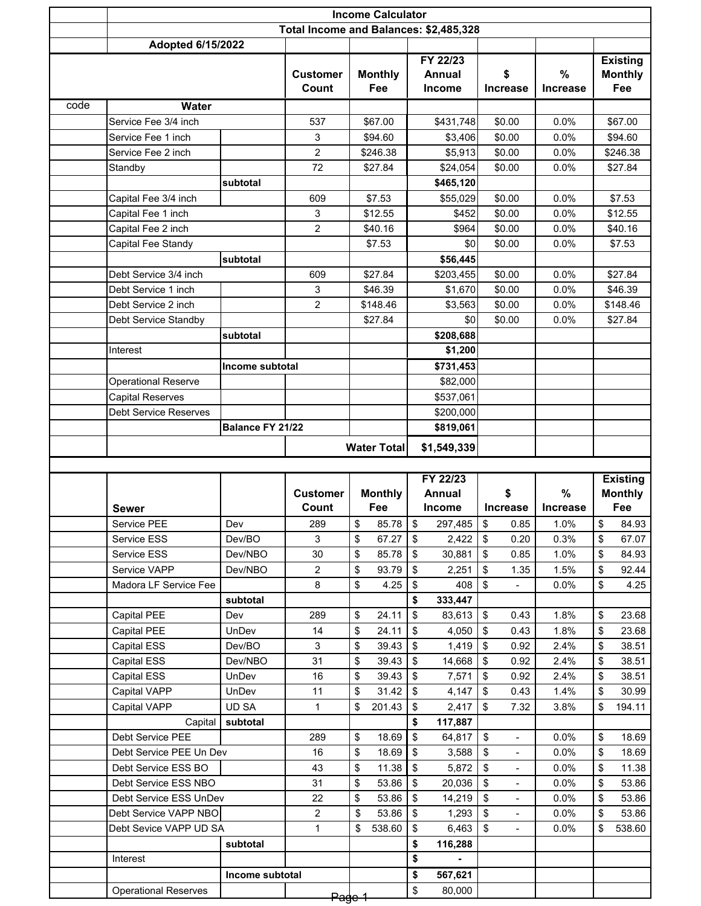| | Income Calculator | | | | | | | |
|---|---|---|---|---|---|---|---|---|
| | Total Income and Balances: $2,485,328 | | | | | | | |
| | Adopted 6/15/2022 | | | | | | | |
| | | | Customer Count | Monthly Fee | FY 22/23 Annual Income | $ Increase | % Increase | Existing Monthly Fee |
| code | Water | | | | | | | |
| | Service Fee 3/4 inch | | 537 | $67.00 | $431,748 | $0.00 | 0.0% | $67.00 |
| | Service Fee 1 inch | | 3 | $94.60 | $3,406 | $0.00 | 0.0% | $94.60 |
| | Service Fee 2 inch | | 2 | $246.38 | $5,913 | $0.00 | 0.0% | $246.38 |
| | Standby | | 72 | $27.84 | $24,054 | $0.00 | 0.0% | $27.84 |
| | | subtotal | | | $465,120 | | | |
| | Capital Fee 3/4 inch | | 609 | $7.53 | $55,029 | $0.00 | 0.0% | $7.53 |
| | Capital Fee 1 inch | | 3 | $12.55 | $452 | $0.00 | 0.0% | $12.55 |
| | Capital Fee 2 inch | | 2 | $40.16 | $964 | $0.00 | 0.0% | $40.16 |
| | Capital Fee Standy | | | $7.53 | $0 | $0.00 | 0.0% | $7.53 |
| | | subtotal | | | $56,445 | | | |
| | Debt Service 3/4 inch | | 609 | $27.84 | $203,455 | $0.00 | 0.0% | $27.84 |
| | Debt Service 1 inch | | 3 | $46.39 | $1,670 | $0.00 | 0.0% | $46.39 |
| | Debt Service 2 inch | | 2 | $148.46 | $3,563 | $0.00 | 0.0% | $148.46 |
| | Debt Service Standby | | | $27.84 | $0 | $0.00 | 0.0% | $27.84 |
| | | subtotal | | | $208,688 | | | |
| | Interest | | | | $1,200 | | | |
| | | Income subtotal | | | $731,453 | | | |
| | Operational Reserve | | | | $82,000 | | | |
| | Capital Reserves | | | | $537,061 | | | |
| | Debt Service Reserves | | | | $200,000 | | | |
| | | Balance FY 21/22 | | | $819,061 | | | |
| | | | | Water Total | $1,549,339 | | | |

| | Sewer | | Customer Count | Monthly Fee | FY 22/23 Annual Income | $ Increase | % Increase | Existing Monthly Fee |
|---|---|---|---|---|---|---|---|---|
| | Service PEE | Dev | 289 | $ 85.78 | $ 297,485 | $ 0.85 | 1.0% | $ 84.93 |
| | Service ESS | Dev/BO | 3 | $ 67.27 | $ 2,422 | $ 0.20 | 0.3% | $ 67.07 |
| | Service ESS | Dev/NBO | 30 | $ 85.78 | $ 30,881 | $ 0.85 | 1.0% | $ 84.93 |
| | Service VAPP | Dev/NBO | 2 | $ 93.79 | $ 2,251 | $ 1.35 | 1.5% | $ 92.44 |
| | Madora LF Service Fee | | 8 | $ 4.25 | $ 408 | $ - | 0.0% | $ 4.25 |
| | | subtotal | | | $ 333,447 | | | |
| | Capital PEE | Dev | 289 | $ 24.11 | $ 83,613 | $ 0.43 | 1.8% | $ 23.68 |
| | Capital PEE | UnDev | 14 | $ 24.11 | $ 4,050 | $ 0.43 | 1.8% | $ 23.68 |
| | Capital ESS | Dev/BO | 3 | $ 39.43 | $ 1,419 | $ 0.92 | 2.4% | $ 38.51 |
| | Capital ESS | Dev/NBO | 31 | $ 39.43 | $ 14,668 | $ 0.92 | 2.4% | $ 38.51 |
| | Capital ESS | UnDev | 16 | $ 39.43 | $ 7,571 | $ 0.92 | 2.4% | $ 38.51 |
| | Capital VAPP | UnDev | 11 | $ 31.42 | $ 4,147 | $ 0.43 | 1.4% | $ 30.99 |
| | Capital VAPP | UD SA | 1 | $ 201.43 | $ 2,417 | $ 7.32 | 3.8% | $ 194.11 |
| | Capital | subtotal | | | $ 117,887 | | | |
| | Debt Service PEE | | 289 | $ 18.69 | $ 64,817 | $ - | 0.0% | $ 18.69 |
| | Debt Service PEE Un Dev | | 16 | $ 18.69 | $ 3,588 | $ - | 0.0% | $ 18.69 |
| | Debt Service ESS BO | | 43 | $ 11.38 | $ 5,872 | $ - | 0.0% | $ 11.38 |
| | Debt Service ESS NBO | | 31 | $ 53.86 | $ 20,036 | $ - | 0.0% | $ 53.86 |
| | Debt Service ESS UnDev | | 22 | $ 53.86 | $ 14,219 | $ - | 0.0% | $ 53.86 |
| | Debt Service VAPP NBO | | 2 | $ 53.86 | $ 1,293 | $ - | 0.0% | $ 53.86 |
| | Debt Sevice VAPP UD SA | | 1 | $ 538.60 | $ 6,463 | $ - | 0.0% | $ 538.60 |
| | | subtotal | | | $ 116,288 | | | |
| | Interest | | | | $ - | | | |
| | | Income subtotal | | | $ 567,621 | | | |
| | Operational Reserves | | | | $ 80,000 | | | |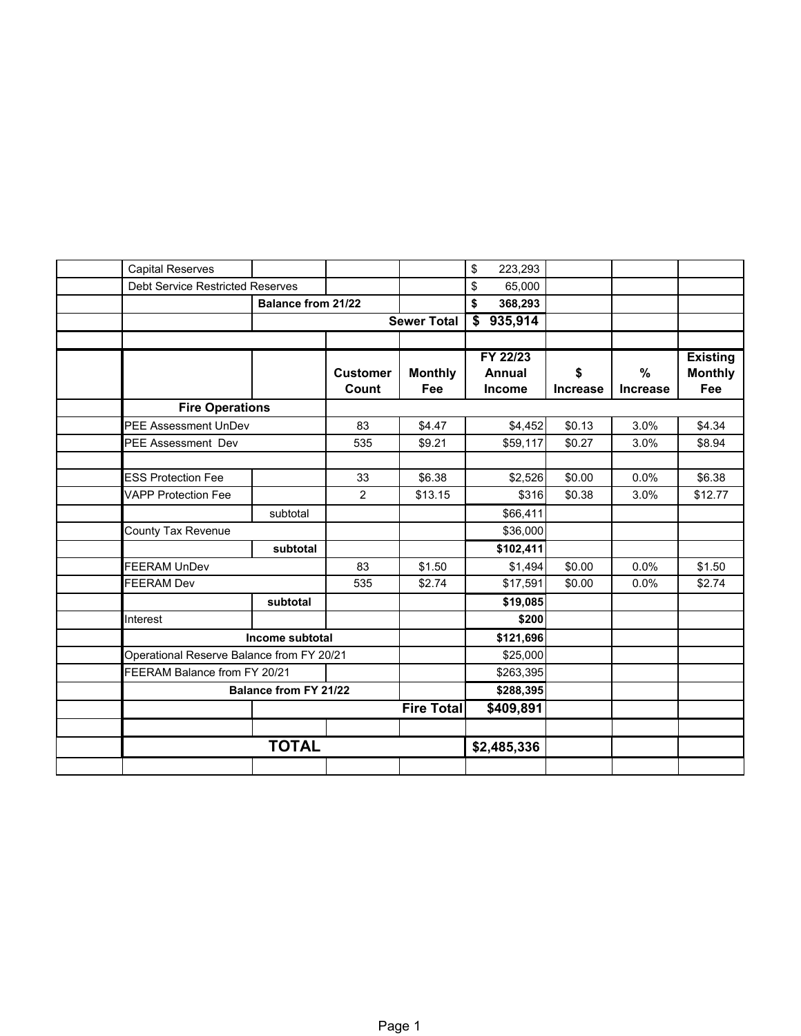| | | | | | | | | |
|---|---|---|---|---|---|---|---|---|
| | Capital Reserves | | | | $ 223,293 | | | |
| | Debt Service Restricted Reserves | | | | $ 65,000 | | | |
| | | **Balance from 21/22** | | | **$ 368,293** | | | |
| | | | | **Sewer Total** | **$ 935,914** | | | |
| | | | | | | | | |
| | | | **Customer Count** | **Monthly Fee** | **FY 22/23 Annual Income** | **$ Increase** | **% Increase** | **Existing Monthly Fee** |
| | **Fire Operations** | | | | | | | |
| | PEE Assessment UnDev | | 83 | $4.47 | $4,452 | $0.13 | 3.0% | $4.34 |
| | PEE Assessment Dev | | 535 | $9.21 | $59,117 | $0.27 | 3.0% | $8.94 |
| | | | | | | | | |
| | ESS Protection Fee | | 33 | $6.38 | $2,526 | $0.00 | 0.0% | $6.38 |
| | VAPP Protection Fee | | 2 | $13.15 | $316 | $0.38 | 3.0% | $12.77 |
| | | subtotal | | | $66,411 | | | |
| | County Tax Revenue | | | | $36,000 | | | |
| | | **subtotal** | | | **$102,411** | | | |
| | FEERAM UnDev | | 83 | $1.50 | $1,494 | $0.00 | 0.0% | $1.50 |
| | FEERAM Dev | | 535 | $2.74 | $17,591 | $0.00 | 0.0% | $2.74 |
| | | **subtotal** | | | **$19,085** | | | |
| | Interest | | | | **$200** | | | |
| | | **Income subtotal** | | | **$121,696** | | | |
| | Operational Reserve Balance from FY 20/21 | | | | $25,000 | | | |
| | FEERAM Balance from FY 20/21 | | | | $263,395 | | | |
| | | **Balance from FY 21/22** | | | **$288,395** | | | |
| | | | | **Fire Total** | **$409,891** | | | |
| | | | | | | | | |
| | | **TOTAL** | | | **$2,485,336** | | | |
| | | | | | | | | |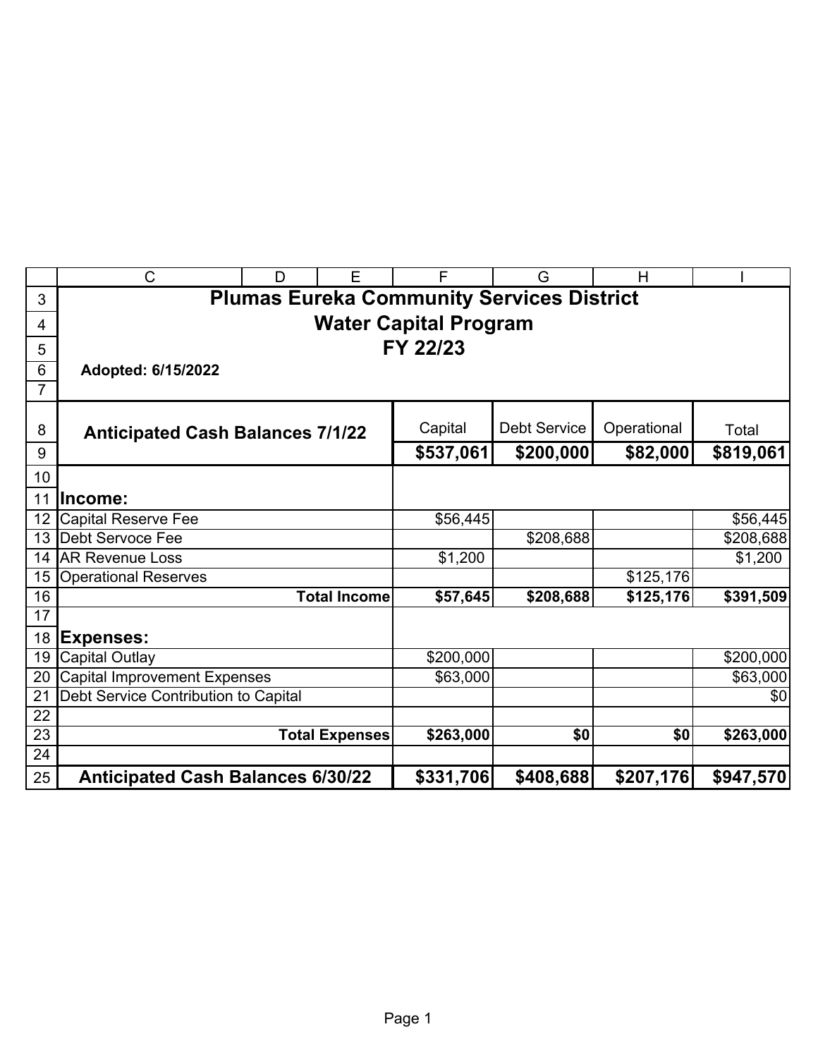# Plumas Eureka Community Services District
## Water Capital Program
## FY 22/23

**Adopted: 6/15/2022**

| **Anticipated Cash Balances 7/1/22** | Capital | Debt Service | Operational | Total |
|---|---|---|---|---|
| | **$537,061** | **$200,000** | **$82,000** | **$819,061** |
| | | | | |
| **Income:** | | | | |
| Capital Reserve Fee | $56,445 | | | $56,445 |
| Debt Servoce Fee | | $208,688 | | $208,688 |
| AR Revenue Loss | $1,200 | | | $1,200 |
| Operational Reserves | | | $125,176 | |
| **Total Income** | **$57,645** | **$208,688** | **$125,176** | **$391,509** |
| | | | | |
| **Expenses:** | | | | |
| Capital Outlay | $200,000 | | | $200,000 |
| Capital Improvement Expenses | $63,000 | | | $63,000 |
| Debt Service Contribution to Capital | | | | $0 |
| | | | | |
| **Total Expenses** | **$263,000** | **$0** | **$0** | **$263,000** |
| | | | | |
| **Anticipated Cash Balances 6/30/22** | **$331,706** | **$408,688** | **$207,176** | **$947,570** |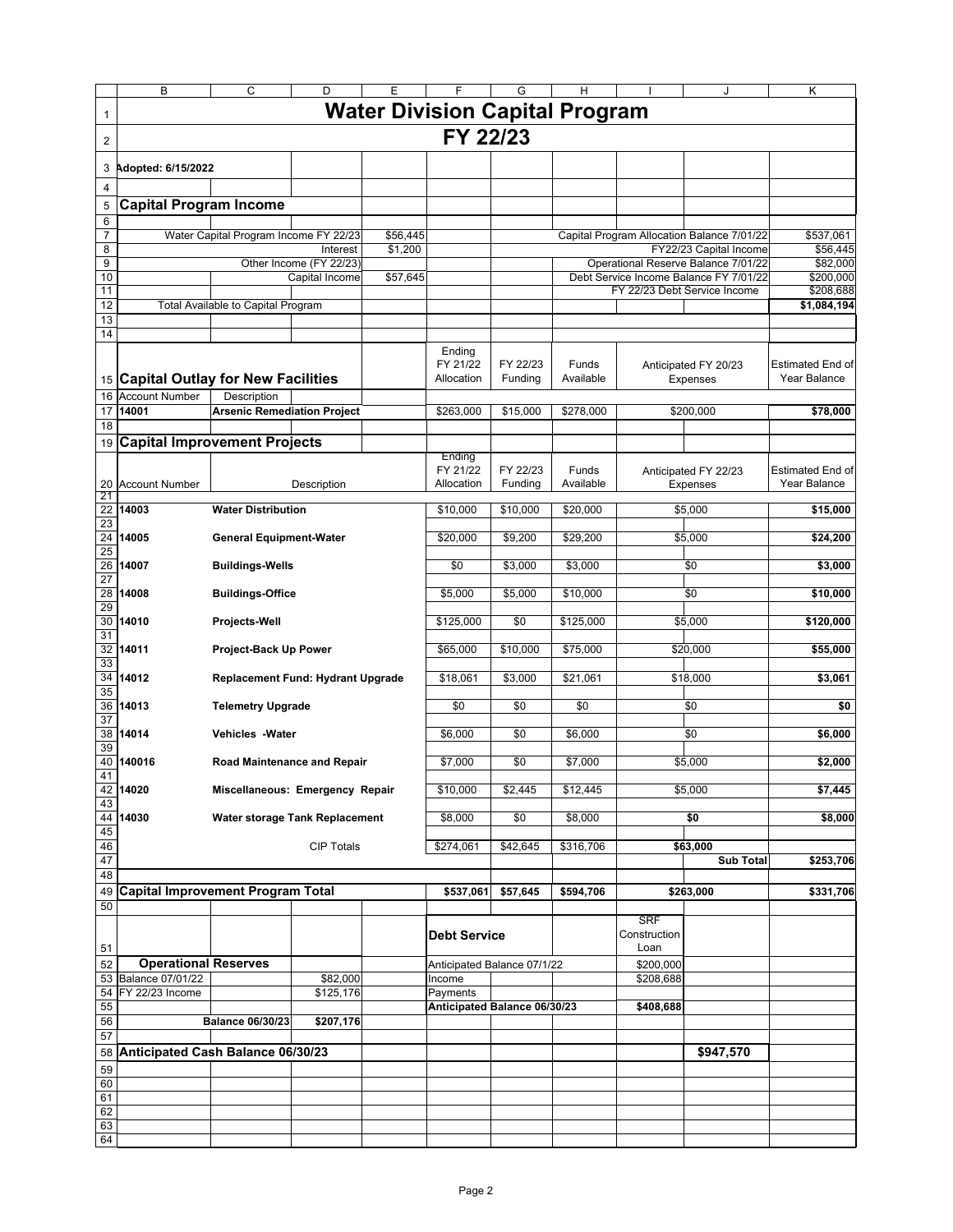# Water Division Capital Program

## FY 22/23

Adopted: 6/15/2022

## Capital Program Income

| | | | |
|---|---|---|---|
| Water Capital Program Income FY 22/23 | $56,445 | Capital Program Allocation Balance 7/01/22 | $537,061 |
| Interest | $1,200 | FY22/23 Capital Income | $56,445 |
| Other Income (FY 22/23) | | Operational Reserve Balance 7/01/22 | $82,000 |
| Capital Income | $57,645 | Debt Service Income Balance FY 7/01/22 | $200,000 |
| | | FY 22/23 Debt Service Income | $208,688 |
| Total Available to Capital Program | | | **$1,084,194** |

## Capital Outlay for New Facilities

| Account Number | Description | Ending FY 21/22 Allocation | FY 22/23 Funding | Funds Available | Anticipated FY 20/23 Expenses | Estimated End of Year Balance |
|---|---|---|---|---|---|---|
| **14001** | **Arsenic Remediation Project** | $263,000 | $15,000 | $278,000 | $200,000 | **$78,000** |

## Capital Improvement Projects

| Account Number | Description | Ending FY 21/22 Allocation | FY 22/23 Funding | Funds Available | Anticipated FY 22/23 Expenses | Estimated End of Year Balance |
|---|---|---|---|---|---|---|
| **14003** | **Water Distribution** | $10,000 | $10,000 | $20,000 | $5,000 | **$15,000** |
| **14005** | **General Equipment-Water** | $20,000 | $9,200 | $29,200 | $5,000 | **$24,200** |
| **14007** | **Buildings-Wells** | $0 | $3,000 | $3,000 | $0 | **$3,000** |
| **14008** | **Buildings-Office** | $5,000 | $5,000 | $10,000 | $0 | **$10,000** |
| **14010** | **Projects-Well** | $125,000 | $0 | $125,000 | $5,000 | **$120,000** |
| **14011** | **Project-Back Up Power** | $65,000 | $10,000 | $75,000 | $20,000 | **$55,000** |
| **14012** | **Replacement Fund: Hydrant Upgrade** | $18,061 | $3,000 | $21,061 | $18,000 | **$3,061** |
| **14013** | **Telemetry Upgrade** | $0 | $0 | $0 | $0 | **$0** |
| **14014** | **Vehicles -Water** | $6,000 | $0 | $6,000 | $0 | **$6,000** |
| **140016** | **Road Maintenance and Repair** | $7,000 | $0 | $7,000 | $5,000 | **$2,000** |
| **14020** | **Miscellaneous: Emergency Repair** | $10,000 | $2,445 | $12,445 | $5,000 | **$7,445** |
| **14030** | **Water storage Tank Replacement** | $8,000 | $0 | $8,000 | **$0** | **$8,000** |
| | CIP Totals | $274,061 | $42,645 | $316,706 | **$63,000** | |
| | | | | | **Sub Total** | **$253,706** |
| **Capital Improvement Program Total** | | **$537,061** | **$57,645** | **$594,706** | **$263,000** | **$331,706** |

| Operational Reserves | | Debt Service | SRF Construction Loan |
|---|---|---|---|
| Balance 07/01/22 | $82,000 | Anticipated Balance 07/1/22 | $200,000 |
| FY 22/23 Income | $125,176 | Income | $208,688 |
| | | Payments | |
| | | **Anticipated Balance 06/30/23** | **$408,688** |
| **Balance 06/30/23** | **$207,176** | | |

**Anticipated Cash Balance 06/30/23** **$947,570**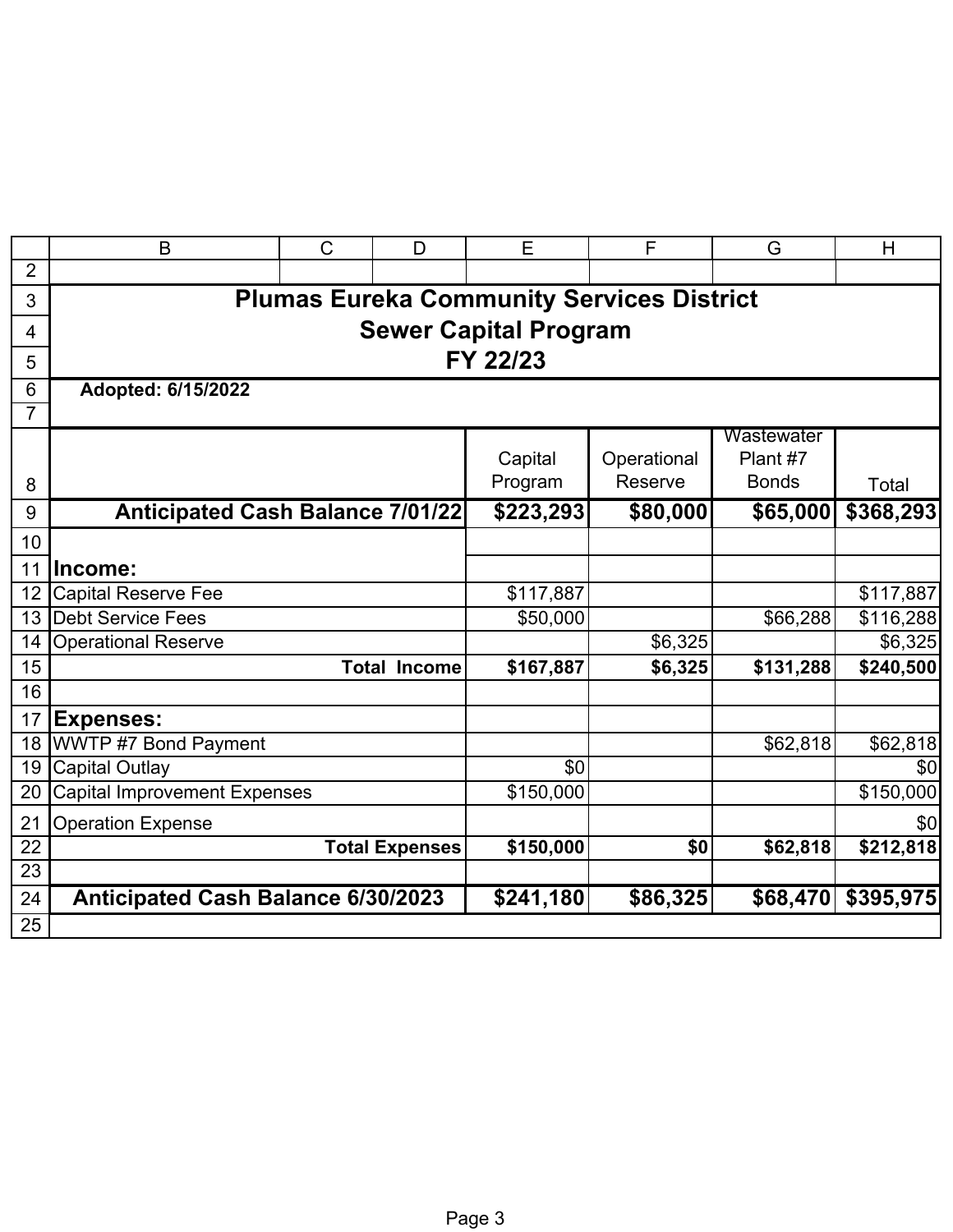# Plumas Eureka Community Services District

## Sewer Capital Program

## FY 22/23

**Adopted: 6/15/2022**

| | Capital Program | Operational Reserve | Wastewater Plant #7 Bonds | Total |
|---|---|---|---|---|
| **Anticipated Cash Balance 7/01/22** | **$223,293** | **$80,000** | **$65,000** | **$368,293** |
| | | | | |
| **Income:** | | | | |
| Capital Reserve Fee | $117,887 | | | $117,887 |
| Debt Service Fees | $50,000 | | $66,288 | $116,288 |
| Operational Reserve | | $6,325 | | $6,325 |
| **Total Income** | **$167,887** | **$6,325** | **$131,288** | **$240,500** |
| | | | | |
| **Expenses:** | | | | |
| WWTP #7 Bond Payment | | | $62,818 | $62,818 |
| Capital Outlay | $0 | | | $0 |
| Capital Improvement Expenses | $150,000 | | | $150,000 |
| Operation Expense | | | | $0 |
| **Total Expenses** | **$150,000** | **$0** | **$62,818** | **$212,818** |
| | | | | |
| **Anticipated Cash Balance 6/30/2023** | **$241,180** | **$86,325** | **$68,470** | **$395,975** |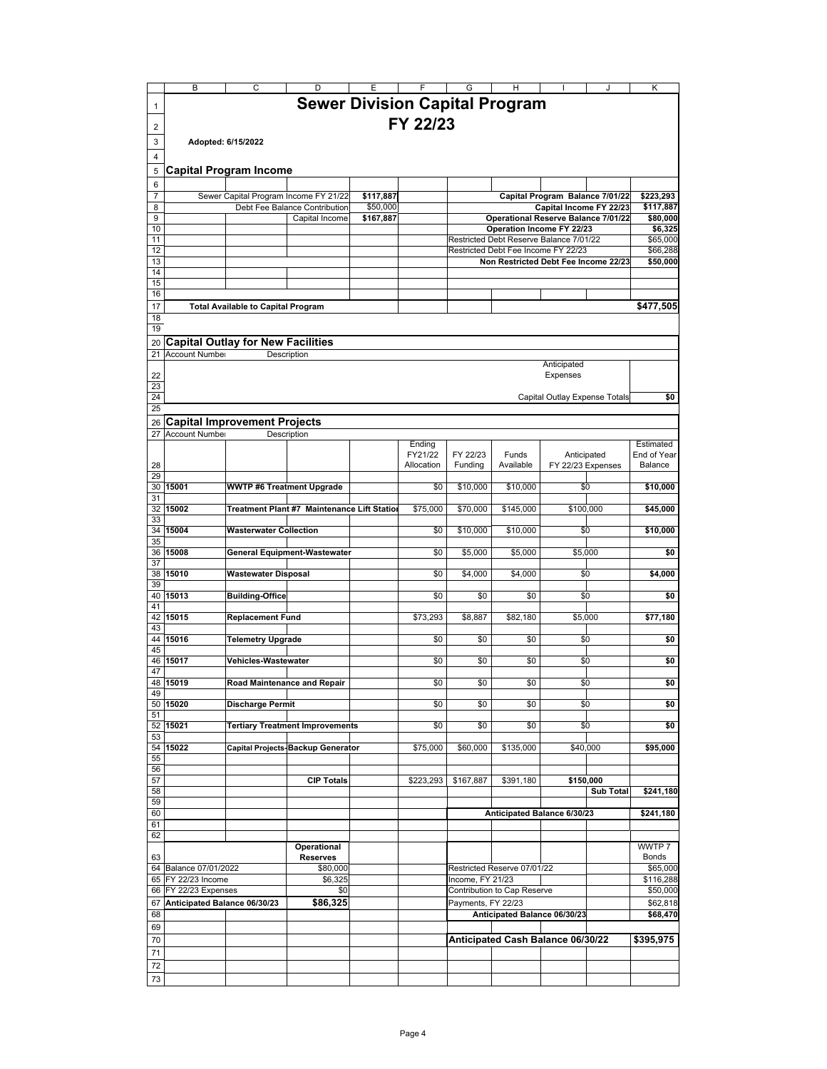# Sewer Division Capital Program

## FY 22/23

Adopted: 6/15/2022

## Capital Program Income

| | | | | |
|---|---|---|---|---|
| Sewer Capital Program Income FY 21/22 | **$117,887** | | Capital Program Balance 7/01/22 | **$223,293** |
| Debt Fee Balance Contribution | $50,000 | | Capital Income FY 22/23 | **$117,887** |
| Capital Income | **$167,887** | | Operational Reserve Balance 7/01/22 | **$80,000** |
| | | | Operation Income FY 22/23 | **$6,325** |
| | | | Restricted Debt Reserve Balance 7/01/22 | $65,000 |
| | | | Restricted Debt Fee Income FY 22/23 | $66,288 |
| | | | Non Restricted Debt Fee Income 22/23 | **$50,000** |

**Total Available to Capital Program** **$477,505**

## Capital Outlay for New Facilities

| Account Number | Description | Anticipated Expenses | |
|---|---|---|---|
| | | Capital Outlay Expense Totals | **$0** |

## Capital Improvement Projects

| Account Number | Description | Ending FY21/22 Allocation | FY 22/23 Funding | Funds Available | Anticipated FY 22/23 Expenses | Estimated End of Year Balance |
|---|---|---|---|---|---|---|
| **15001** | **WWTP #6 Treatment Upgrade** | $0 | $10,000 | $10,000 | $0 | **$10,000** |
| **15002** | **Treatment Plant #7 Maintenance Lift Station** | $75,000 | $70,000 | $145,000 | $100,000 | **$45,000** |
| **15004** | **Wasterwater Collection** | $0 | $10,000 | $10,000 | $0 | **$10,000** |
| **15008** | **General Equipment-Wastewater** | $0 | $5,000 | $5,000 | $5,000 | **$0** |
| **15010** | **Wastewater Disposal** | $0 | $4,000 | $4,000 | $0 | **$4,000** |
| **15013** | **Building-Office** | $0 | $0 | $0 | $0 | **$0** |
| **15015** | **Replacement Fund** | $73,293 | $8,887 | $82,180 | $5,000 | **$77,180** |
| **15016** | **Telemetry Upgrade** | $0 | $0 | $0 | $0 | **$0** |
| **15017** | **Vehicles-Wastewater** | $0 | $0 | $0 | $0 | **$0** |
| **15019** | **Road Maintenance and Repair** | $0 | $0 | $0 | $0 | **$0** |
| **15020** | **Discharge Permit** | $0 | $0 | $0 | $0 | **$0** |
| **15021** | **Tertiary Treatment Improvements** | $0 | $0 | $0 | $0 | **$0** |
| **15022** | **Capital Projects-Backup Generator** | $75,000 | $60,000 | $135,000 | $40,000 | **$95,000** |
| | **CIP Totals** | $223,293 | $167,887 | $391,180 | **$150,000** | |
| | | | | | **Sub Total** | **$241,180** |
| | | | **Anticipated Balance 6/30/23** | | | **$241,180** |

| | Operational Reserves | | WWTP 7 Bonds |
|---|---|---|---|
| Balance 07/01/2022 | $80,000 | Restricted Reserve 07/01/22 | $65,000 |
| FY 22/23 Income | $6,325 | Income, FY 21/23 | $116,288 |
| FY 22/23 Expenses | $0 | Contribution to Cap Reserve | $50,000 |
| **Anticipated Balance 06/30/23** | **$86,325** | Payments, FY 22/23 | $62,818 |
| | | **Anticipated Balance 06/30/23** | **$68,470** |

**Anticipated Cash Balance 06/30/22** **$395,975**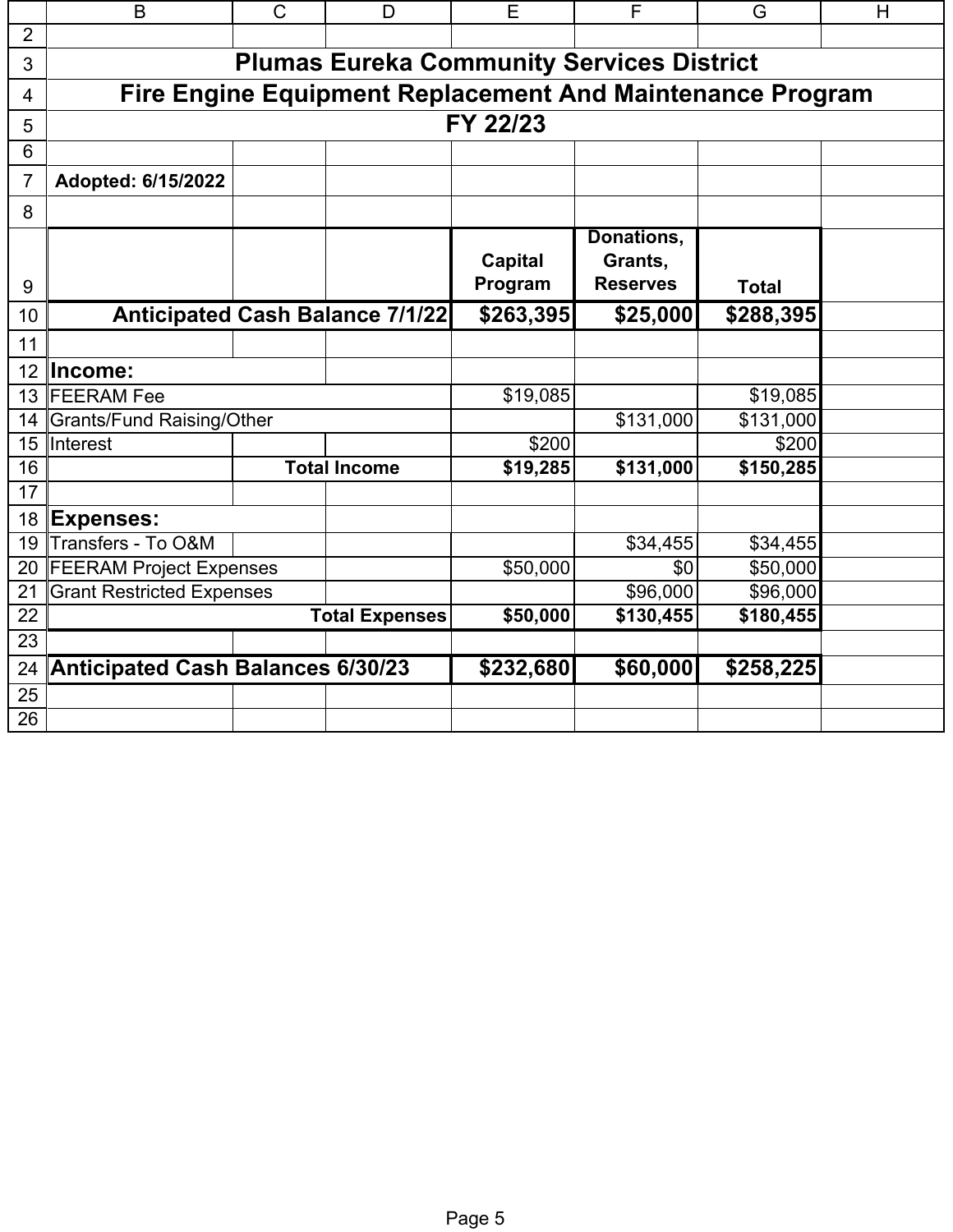# Plumas Eureka Community Services District

## Fire Engine Equipment Replacement And Maintenance Program

### FY 22/23

**Adopted: 6/15/2022**

| | Capital Program | Donations, Grants, Reserves | Total |
|---|---|---|---|
| **Anticipated Cash Balance 7/1/22** | **$263,395** | **$25,000** | **$288,395** |
| | | | |
| **Income:** | | | |
| FEERAM Fee | $19,085 | | $19,085 |
| Grants/Fund Raising/Other | | $131,000 | $131,000 |
| Interest | $200 | | $200 |
| **Total Income** | **$19,285** | **$131,000** | **$150,285** |
| | | | |
| **Expenses:** | | | |
| Transfers - To O&M | | $34,455 | $34,455 |
| FEERAM Project Expenses | $50,000 | $0 | $50,000 |
| Grant Restricted Expenses | | $96,000 | $96,000 |
| **Total Expenses** | **$50,000** | **$130,455** | **$180,455** |
| | | | |
| **Anticipated Cash Balances 6/30/23** | **$232,680** | **$60,000** | **$258,225** |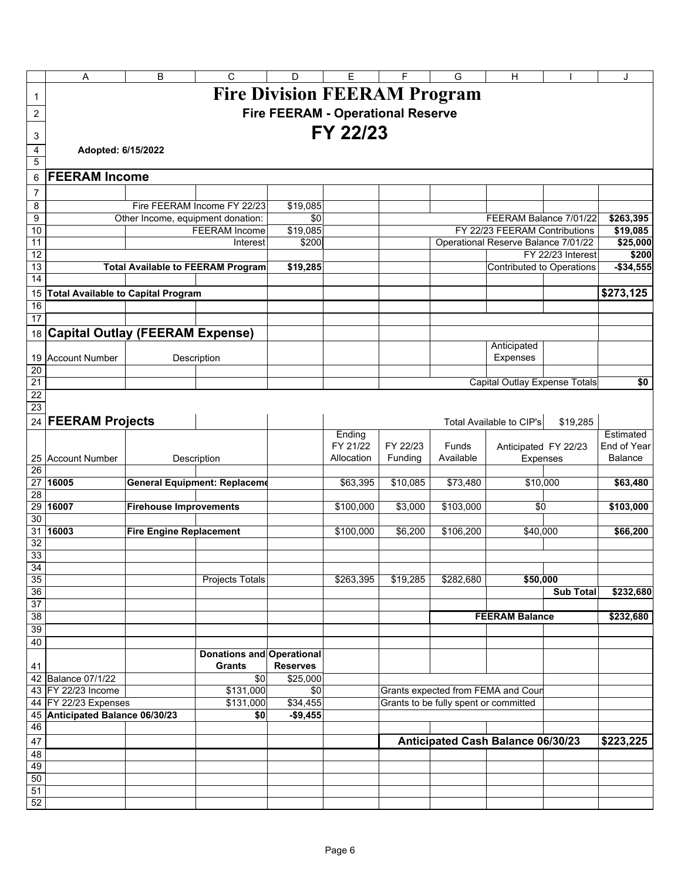# Fire Division FEERAM Program

## Fire FEERAM - Operational Reserve

## FY 22/23

**Adopted: 6/15/2022**

### FEERAM Income

| | | |
|---|---|---|
| Fire FEERAM Income FY 22/23 | $19,085 | |
| Other Income, equipment donation: | $0 | |
| FEERAM Income | $19,085 | |
| Interest | $200 | |
| **Total Available to FEERAM Program** | **$19,285** | |

| | |
|---|---|
| FEERAM Balance 7/01/22 | $263,395 |
| FY 22/23 FEERAM Contributions | $19,085 |
| Operational Reserve Balance 7/01/22 | $25,000 |
| FY 22/23 Interest | $200 |
| Contributed to Operations | -$34,555 |
| **Total Available to Capital Program** | **$273,125** |

### Capital Outlay (FEERAM Expense)

| Account Number | Description | Anticipated Expenses |
|---|---|---|
| | Capital Outlay Expense Totals | $0 |

### FEERAM Projects

Total Available to CIP's $19,285

| Account Number | Description | Ending FY 21/22 Allocation | FY 22/23 Funding | Funds Available | Anticipated FY 22/23 Expenses | Estimated End of Year Balance |
|---|---|---|---|---|---|---|
| **16005** | **General Equipment: Replaceme** | $63,395 | $10,085 | $73,480 | $10,000 | **$63,480** |
| **16007** | **Firehouse Improvements** | $100,000 | $3,000 | $103,000 | $0 | **$103,000** |
| **16003** | **Fire Engine Replacement** | $100,000 | $6,200 | $106,200 | $40,000 | **$66,200** |
| | Projects Totals | $263,395 | $19,285 | $282,680 | **$50,000** | |
| | | | | | **Sub Total** | **$232,680** |
| | | | | | **FEERAM Balance** | **$232,680** |

| | Donations and Grants | Operational Reserves | |
|---|---|---|---|
| Balance 07/1/22 | $0 | $25,000 | |
| FY 22/23 Income | $131,000 | $0 | Grants expected from FEMA and Coun |
| FY 22/23 Expenses | $131,000 | $34,455 | Grants to be fully spent or committed |
| **Anticipated Balance 06/30/23** | **$0** | **-$9,455** | |

**Anticipated Cash Balance 06/30/23** **$223,225**